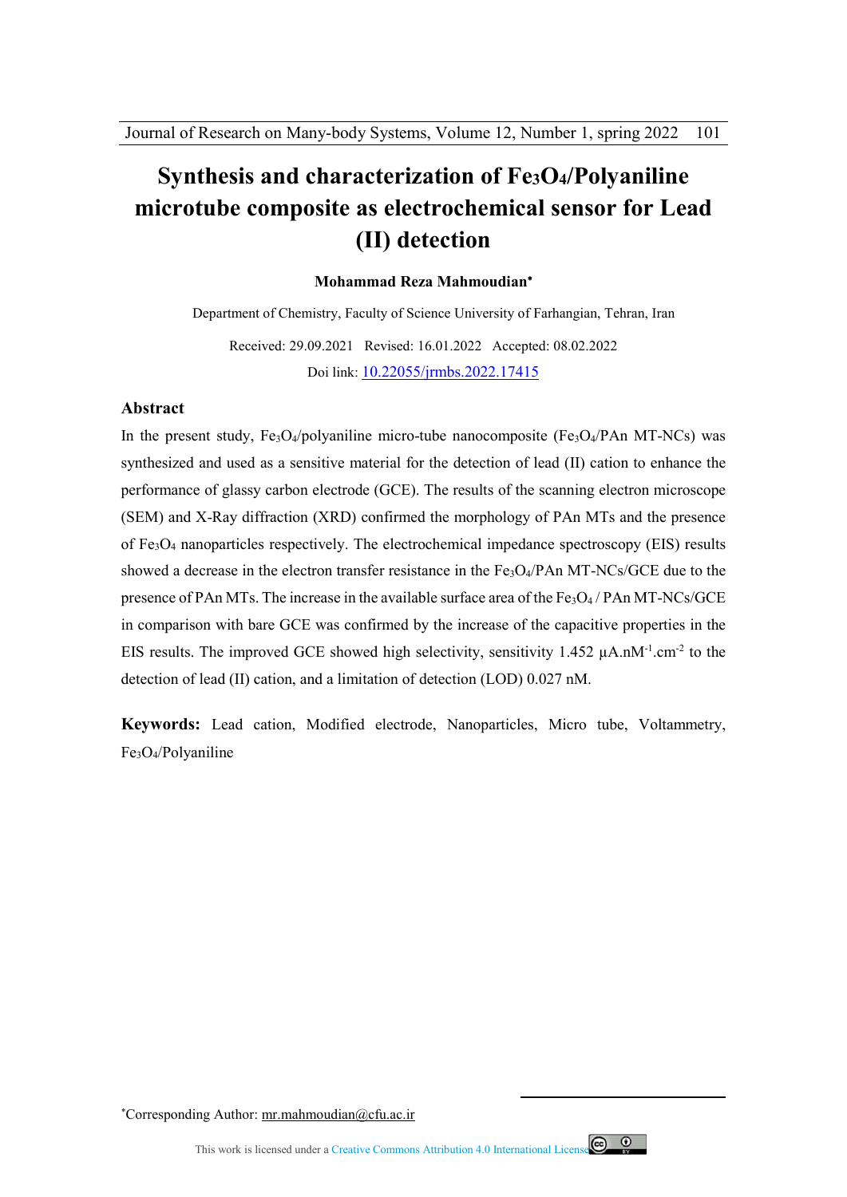# Synthesis and characterization of $Fe_3O_4$/Polyaniline microtube composite as electrochemical sensor for Lead (II) detection

**Mohammad Reza Mahmoudian***

Department of Chemistry, Faculty of Science University of Farhangian, Tehran, Iran

Received: 29.09.2021 Revised: 16.01.2022 Accepted: 08.02.2022

Doi link: 10.22055/jrmbs.2022.17415

## Abstract

In the present study, $Fe_3O_4$/polyaniline micro-tube nanocomposite ($Fe_3O_4$/PAn MT-NCs) was synthesized and used as a sensitive material for the detection of lead (II) cation to enhance the performance of glassy carbon electrode (GCE). The results of the scanning electron microscope (SEM) and X-Ray diffraction (XRD) confirmed the morphology of PAn MTs and the presence of $Fe_3O_4$ nanoparticles respectively. The electrochemical impedance spectroscopy (EIS) results showed a decrease in the electron transfer resistance in the $Fe_3O_4$/PAn MT-NCs/GCE due to the presence of PAn MTs. The increase in the available surface area of the $Fe_3O_4$ / PAn MT-NCs/GCE in comparison with bare GCE was confirmed by the increase of the capacitive properties in the EIS results. The improved GCE showed high selectivity, sensitivity 1.452 $\mu A.nM^{-1}.cm^{-2}$ to the detection of lead (II) cation, and a limitation of detection (LOD) 0.027 nM.

**Keywords:** Lead cation, Modified electrode, Nanoparticles, Micro tube, Voltammetry, $Fe_3O_4$/Polyaniline

*Corresponding Author: mr.mahmoudian@cfu.ac.ir

This work is licensed under a Creative Commons Attribution 4.0 International License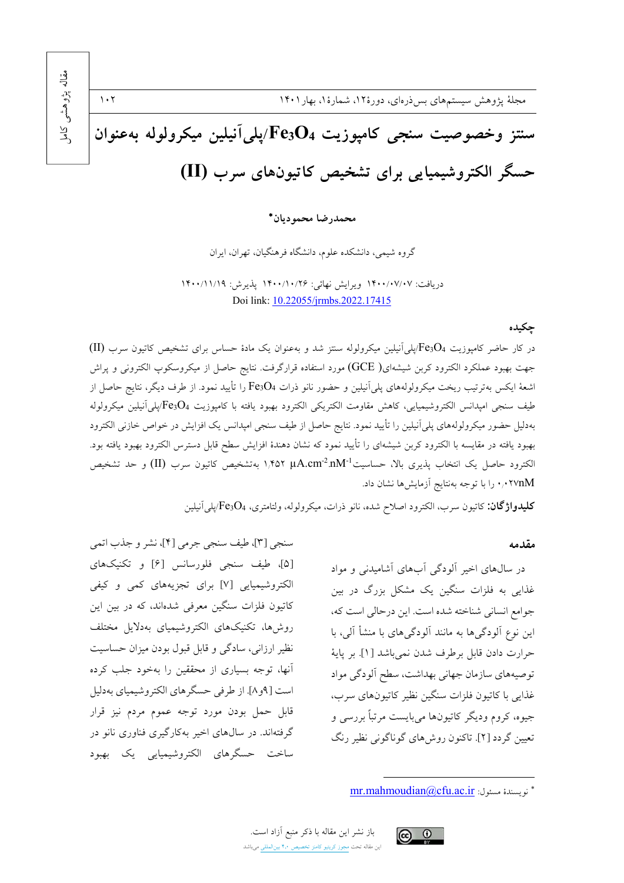# سنتز وخصوصیت سنجی کامپوزیت $Fe_3O_4$/پلی‌آنیلین میکرولوله به‌عنوان حسگر الکتروشیمیایی برای تشخیص کاتیون‌های سرب (II)

**محمدرضا محمودیان***

گروه شیمی، دانشکده علوم، دانشگاه فرهنگیان، تهران، ایران

دریافت: ۱۴۰۰/۰۷/۰۷ ویرایش نهائی: ۱۴۰۰/۱۰/۲۶ پذیرش: ۱۴۰۰/۱۱/۱۹
Doi link: 10.22055/jrmbs.2022.17415

## چکیده

در کار حاضر کامپوزیت $Fe_3O_4$/پلی‌آنیلین میکرولوله سنتز شد و به‌عنوان یک مادهٔ حساس برای تشخیص کاتیون سرب (II) جهت بهبود عملکرد الکترود کربن شیشه‌ای( GCE) مورد استفاده قرارگرفت. نتایج حاصل از میکروسکوپ الکترونی و پراش اشعهٔ ایکس به‌ترتیب ریخت میکرولوله‌های پلی‌آنیلین و حضور نانو ذرات $Fe_3O_4$ را تأیید نمود. از طرف دیگر، نتایج حاصل از طیف سنجی امپدانس الکتروشیمیایی، کاهش مقاومت الکتریکی الکترود بهبود یافته با کامپوزیت $Fe_3O_4$/پلی‌آنیلین میکرولوله به‌دلیل حضور میکرولوله‌های پلی‌آنیلین را تأیید نمود. نتایج حاصل از طیف سنجی امپدانس یک افزایش در خواص خازنی الکترود بهبود یافته در مقایسه با الکترود کربن شیشه‌ای را تأیید نمود که نشان دهندهٔ افزایش سطح قابل دسترس الکترود بهبود یافته بود. الکترود حاصل یک انتخاب پذیری بالا، حساسیت $\mu A.cm^{-2}.nM^{-1}$ ۱٫۴۵۲ به‌تشخیص کاتیون سرب (II) و حد تشخیص ۰٫۰۲۷nM را با توجه به‌نتایج آزمایش‌ها نشان داد.

**کلیدواژگان:** کاتیون سرب، الکترود اصلاح شده، نانو ذرات، میکرولوله، ولتامتری، $Fe_3O_4$/پلی‌آنیلین

## مقدمه

در سال‌های اخیر آلودگی آب‌های آشامیدنی و مواد غذایی به فلزات سنگین یک مشکل بزرگ در بین جوامع انسانی شناخته شده است. این درحالی است که، این نوع آلودگی‌ها به مانند آلودگی‌های با منشأ آلی، با حرارت دادن قابل برطرف شدن نمی‌باشد [۱]. بر پایهٔ توصیه‌های سازمان جهانی بهداشت، سطح آلودگی مواد غذایی با کاتیون فلزات سنگین نظیر کاتیون‌های سرب، جیوه، کروم ودیگر کاتیون‌ها می‌بایست مرتباً بررسی و تعیین گردد [۲]. تاکنون روش‌های گوناگونی نظیر رنگ سنجی [۳]، طیف سنجی جرمی [۴]، نشر و جذب اتمی [۵]، طیف سنجی فلورسانس [۶] و تکنیک‌های الکتروشیمیایی [۷] برای تجزیه‌های کمی و کیفی کاتیون فلزات سنگین معرفی شده‌اند، که در بین این روش‌ها، تکنیک‌های الکتروشیمیای به‌دلایل مختلف نظیر ارزانی، سادگی و قابل قبول بودن میزان حساسیت آنها، توجه بسیاری از محققین را به‌خود جلب کرده است [۸و۹]. از طرفی حسگرهای الکتروشیمیای به‌دلیل قابل حمل بودن مورد توجه عموم مردم نیز قرار گرفته‌اند. در سال‌های اخیر به‌کارگیری فناوری نانو در ساخت حسگرهای الکتروشیمیایی یک بهبود

* نویسندهٔ مسئول: mr.mahmoudian@cfu.ac.ir

باز نشر این مقاله با ذکر منبع آزاد است.
این مقاله تحت مجوز کریتیو کامنز تخصیص ۴.۰ بین‌المللی می‌باشد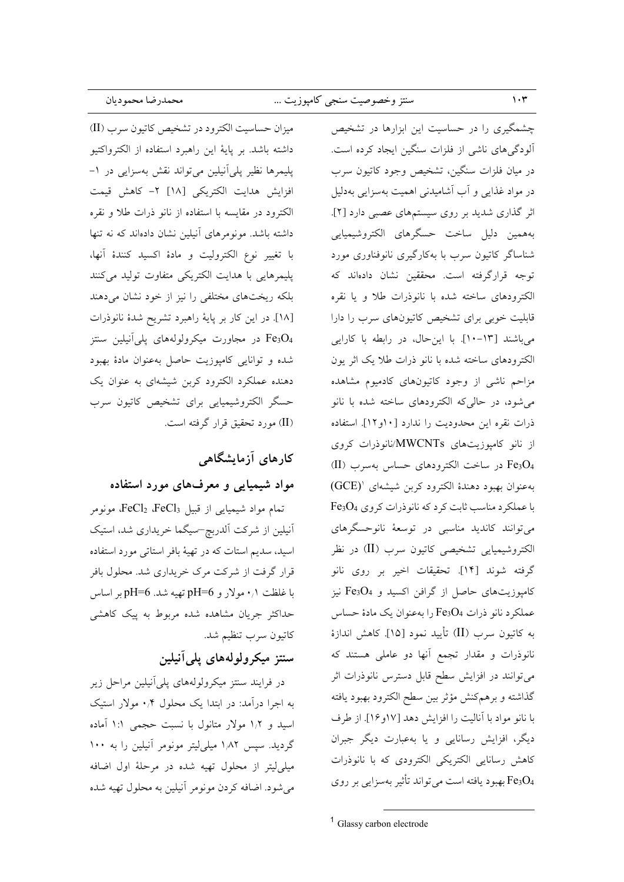چشمگیری را در حساسیت این ابزارها در تشخیص آلودگی‌های ناشی از فلزات سنگین ایجاد کرده است. در میان فلزات سنگین، تشخیص وجود کاتیون سرب در مواد غذایی و آب آشامیدنی اهمیت به‌سزایی به‌دلیل اثر گذاری شدید بر روی سیستم‌های عصبی دارد [۲]. به‌همین دلیل ساخت حسگرهای الکتروشیمیایی شناساگر کاتیون سرب با به‌کارگیری نانوفناوری مورد توجه قرارگرفته است. محققین نشان داده‌اند که الکترودهای ساخته شده با نانوذرات طلا و یا نقره قابلیت خوبی برای تشخیص کاتیون‌های سرب را دارا می‌باشند [۱۳-۱۰]. با این‌حال، در رابطه با کارایی الکترودهای ساخته شده با نانو ذرات طلا یک اثر یون مزاحم ناشی از وجود کاتیون‌های کادمیوم مشاهده می‌شود، در حالی‌که الکترودهای ساخته شده با نانو ذرات نقره این محدودیت را ندارد [۱۰و۱۲]. استفاده از نانو کامپوزیت‌های MWCNTs/نانوذرات کروی $Fe_3O_4$ در ساخت الکترودهای حساس به‌سرب (II) به‌عنوان بهبود دهندهٔ الکترود کربن شیشه‌ای (GCE)[1] با عملکرد مناسب ثابت کرد که نانوذرات کروی $Fe_3O_4$ می‌توانند کاندید مناسبی در توسعهٔ نانوحسگرهای الکتروشیمیایی تشخیصی کاتیون سرب (II) در نظر گرفته شوند [۱۴]. تحقیقات اخیر بر روی نانو کامپوزیت‌های حاصل از گرافن اکسید و $Fe_3O_4$ نیز عملکرد نانو ذرات $Fe_3O_4$ را به‌عنوان یک مادهٔ حساس به کاتیون سرب (II) تأیید نمود [۱۵]. کاهش اندازهٔ نانوذرات و مقدار تجمع آنها دو عاملی هستند که می‌توانند در افزایش سطح قابل دسترس نانوذرات اثر گذاشته و برهم‌کنش مؤثر بین سطح الکترود بهبود یافته با نانو مواد با آنالیت را افزایش دهد [۱۷و۱۶]. از طرف دیگر، افزایش رسانایی و یا به‌عبارت دیگر جبران کاهش رسانایی الکتریکی الکترودی که با نانوذرات $Fe_3O_4$ بهبود یافته است می‌تواند تأثیر به‌سزایی بر روی میزان حساسیت الکترود در تشخیص کاتیون سرب (II) داشته باشد. بر پایهٔ این راهبرد استفاده از الکترواکتیو پلیمرها نظیر پلی‌آنیلین می‌تواند نقش به‌سزایی در ۱- افزایش هدایت الکتریکی [۱۸] ۲- کاهش قیمت الکترود در مقایسه با استفاده از نانو ذرات طلا و نقره داشته باشد. مونومرهای آنیلین نشان داده‌اند که نه تنها با تغییر نوع الکترولیت و مادهٔ اکسید کنندهٔ آنها، پلیمرهایی با هدایت الکتریکی متفاوت تولید می‌کنند بلکه ریخت‌های مختلفی را نیز از خود نشان می‌دهند [۱۸]. در این کار بر پایهٔ راهبرد تشریح شدهٔ نانوذرات $Fe_3O_4$ در مجاورت میکرولوله‌های پلی‌آنیلین سنتز شده و توانایی کامپوزیت حاصل به‌عنوان مادهٔ بهبود دهنده عملکرد الکترود کربن شیشه‌ای به عنوان یک حسگر الکتروشیمیایی برای تشخیص کاتیون سرب (II) مورد تحقیق قرار گرفته است.

## کارهای آزمایشگاهی

### مواد شیمیایی و معرف‌های مورد استفاده

تمام مواد شیمیایی از قبیل $FeCl_3$، $FeCl_2$، مونومر آنیلین از شرکت آلدریچ-سیگما خریداری شد، استیک اسید، سدیم استات که در تهیهٔ بافر استاتی مورد استفاده قرار گرفت از شرکت مرک خریداری شد. محلول بافر با غلظت ۰٫۱ مولار و pH=6 تهیه شد. pH=6 بر اساس حداکثر جریان مشاهده شده مربوط به پیک کاهشی کاتیون سرب تنظیم شد.

### سنتز میکرولوله‌های پلی‌آنیلین

در فرایند سنتز میکرولوله‌های پلی‌آنیلین مراحل زیر به اجرا درآمد: در ابتدا یک محلول ۰٫۴ مولار استیک اسید و ۱٫۲ مولار متانول با نسبت حجمی ۱:۱ آماده گردید. سپس ۱٫۸۲ میلی‌لیتر مونومر آنیلین را به ۱۰۰ میلی‌لیتر از محلول تهیه شده در مرحلهٔ اول اضافه می‌شود. اضافه کردن مونومر آنیلین به محلول تهیه شده

[1] Glassy carbon electrode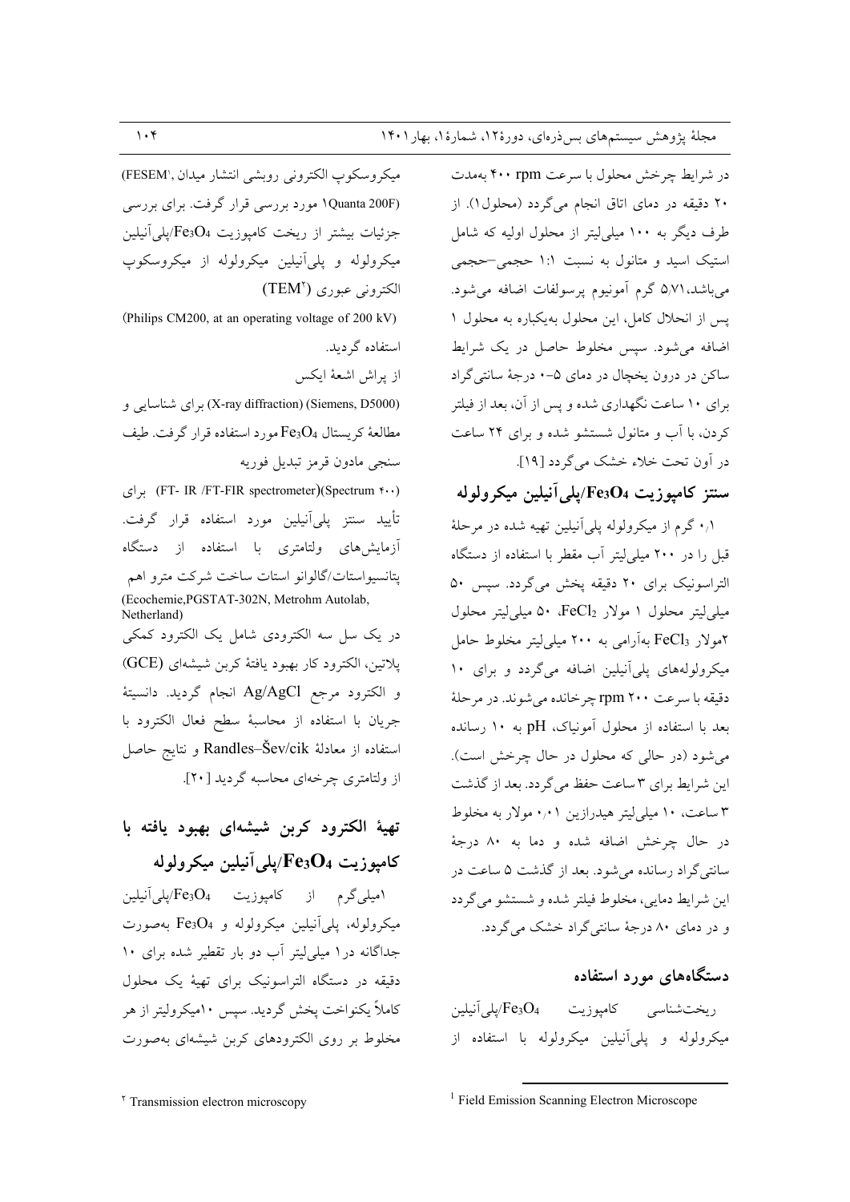در شرایط چرخش محلول با سرعت ۴۰۰ rpm به‌مدت ۲۰ دقیقه در دمای اتاق انجام می‌گردد (محلول۱). از طرف دیگر به ۱۰۰ میلی‌لیتر از محلول اولیه که شامل استیک اسید و متانول به نسبت ۱:۱ حجمی–حجمی می‌باشد، ۵/۷۱ گرم آمونیوم پرسولفات اضافه می‌شود. پس از انحلال کامل، این محلول به‌یکباره به محلول ۱ اضافه می‌شود. سپس مخلوط حاصل در یک شرایط ساکن در درون یخچال در دمای ۵–۰ درجهٔ سانتی‌گراد برای ۱۰ ساعت نگهداری شده و پس از آن، بعد از فیلتر کردن، با آب و متانول شستشو شده و برای ۲۴ ساعت در آون تحت خلاء خشک می‌گردد [۱۹].

## سنتز کامپوزیت $Fe_3O_4$/پلی‌آنیلین میکرولوله

۰/۱ گرم از میکرولوله پلی‌آنیلین تهیه شده در مرحلهٔ قبل را در ۲۰۰ میلی‌لیتر آب مقطر با استفاده از دستگاه التراسونیک برای ۲۰ دقیقه پخش می‌گردد. سپس ۵۰ میلی‌لیتر محلول ۱ مولار $FeCl_2$، ۵۰ میلی‌لیتر محلول ۲مولار $FeCl_3$ به‌آرامی به ۲۰۰ میلی‌لیتر مخلوط حامل میکرولوله‌های پلی‌آنیلین اضافه می‌گردد و برای ۱۰ دقیقه با سرعت ۲۰۰ rpm چرخانده می‌شوند. در مرحلهٔ بعد با استفاده از محلول آمونیاک، pH به ۱۰ رسانده می‌شود (در حالی که محلول در حال چرخش است). این شرایط برای ۳ ساعت حفظ می‌گردد. بعد از گذشت ۳ ساعت، ۱۰ میلی‌لیتر هیدرازین ۰/۰۱ مولار به مخلوط در حال چرخش اضافه شده و دما به ۸۰ درجهٔ سانتی‌گراد رسانده می‌شود. بعد از گذشت ۵ ساعت در این شرایط دمایی، مخلوط فیلتر شده و شستشو می‌گردد و در دمای ۸۰ درجهٔ سانتی‌گراد خشک می‌گردد.

## دستگاه‌های مورد استفاده

ریخت‌شناسی کامپوزیت $Fe_3O_4$/پلی‌آنیلین میکرولوله و پلی‌آنیلین میکرولوله با استفاده از میکروسکوپ الکترونی روبشی انتشار میدان (FESEM[1], Quanta 200F) مورد بررسی قرار گرفت. برای بررسی جزئیات بیشتر از ریخت کامپوزیت $Fe_3O_4$/پلی‌آنیلین میکرولوله و پلی‌آنیلین میکرولوله از میکروسکوپ الکترونی عبوری (TEM[2])

(Philips CM200, at an operating voltage of 200 kV)

استفاده گردید.

از پراش اشعهٔ ایکس (X-ray diffraction) (Siemens, D5000) برای شناسایی و مطالعهٔ کریستال $Fe_3O_4$ مورد استفاده قرار گرفت. طیف سنجی مادون قرمز تبدیل فوریه (FT- IR /FT-FIR spectrometer)(Spectrum ۴۰۰) برای تأیید سنتز پلی‌آنیلین مورد استفاده قرار گرفت. آزمایش‌های ولتامتری با استفاده از دستگاه پتانسیواستات/گالوانو استات ساخت شرکت مترو اهم (Ecochemie,PGSTAT-302N, Metrohm Autolab, Netherland) در یک سل سه الکترودی شامل یک الکترود کمکی پلاتین، الکترود کار بهبود یافتهٔ کربن شیشه‌ای (GCE) و الکترود مرجع Ag/AgCl انجام گردید. دانسیتهٔ جریان با استفاده از محاسبهٔ سطح فعال الکترود با استفاده از معادلهٔ Randles–Ševčik و نتایج حاصل از ولتامتری چرخه‌ای محاسبه گردید [۲۰].

## تهیهٔ الکترود کربن شیشه‌ای بهبود یافته با کامپوزیت $Fe_3O_4$/پلی‌آنیلین میکرولوله

۱میلی‌گرم از کامپوزیت $Fe_3O_4$/پلی‌آنیلین میکرولوله، پلی‌آنیلین میکرولوله و $Fe_3O_4$ به‌صورت جداگانه در۱ میلی‌لیتر آب دو بار تقطیر شده برای ۱۰ دقیقه در دستگاه التراسونیک برای تهیهٔ یک محلول کاملاً یکنواخت پخش گردید. سپس ۱۰میکرولیتر از هر مخلوط بر روی الکترودهای کربن شیشه‌ای به‌صورت

---

[1] Field Emission Scanning Electron Microscope

[2] Transmission electron microscopy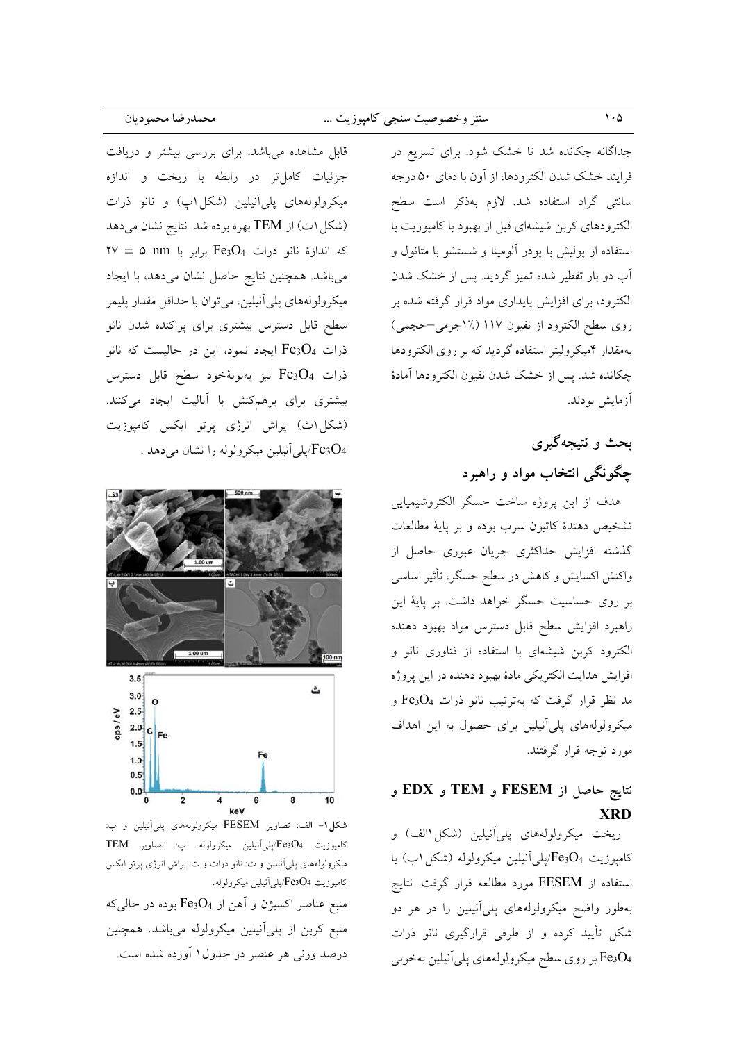جداگانه چکانده شد تا خشک شود. برای تسریع در فرایند خشک شدن الکترودها، از آون با دمای ۵۰ درجه سانتی گراد استفاده شد. لازم به‌ذکر است سطح الکترودهای کربن شیشه‌ای قبل از بهبود با کامپوزیت با استفاده از پولیش با پودر آلومینا و شستشو با متانول و آب دو بار تقطیر شده تمیز گردید. پس از خشک شدن الکترود، برای افزایش پایداری مواد قرار گرفته شده بر روی سطح الکترود از نفیون ۱۱۷ (٪۱جرمی–حجمی) به‌مقدار ۴میکرولیتر استفاده گردید که بر روی الکترودها چکانده شد. پس از خشک شدن نفیون الکترودها آمادهٔ آزمایش بودند.

## بحث و نتیجه‌گیری

### چگونگی انتخاب مواد و راهبرد

هدف از این پروژه ساخت حسگر الکتروشیمیایی تشخیص دهندهٔ کاتیون سرب بوده و بر پایهٔ مطالعات گذشته افزایش حداکثری جریان عبوری حاصل از واکنش اکسایش و کاهش در سطح حسگر، تأثیر اساسی بر روی حساسیت حسگر خواهد داشت. بر پایهٔ این راهبرد افزایش سطح قابل دسترس مواد بهبود دهنده الکترود کربن شیشه‌ای با استفاده از فناوری نانو و افزایش هدایت الکتریکی مادهٔ بهبود دهنده در این پروژه مد نظر قرار گرفت که به‌ترتیب نانو ذرات $Fe_3O_4$ و میکرولوله‌های پلی‌آنیلین برای حصول به این اهداف مورد توجه قرار گرفتند.

### نتایج حاصل از FESEM و TEM و EDX و XRD

ریخت میکرولوله‌های پلی‌آنیلین (شکل۱الف) و کامپوزیت $Fe_3O_4$/پلی‌آنیلین میکرولوله (شکل۱ب) با استفاده از FESEM مورد مطالعه قرار گرفت. نتایج به‌طور واضح میکرولوله‌های پلی‌آنیلین را در هر دو شکل تأیید کرده و از طرفی قرارگیری نانو ذرات $Fe_3O_4$ بر روی سطح میکرولوله‌های پلی‌آنیلین به‌خوبی قابل مشاهده می‌باشد. برای بررسی بیشتر و دریافت جزئیات کامل‌تر در رابطه با ریخت و اندازه میکرولوله‌های پلی‌آنیلین (شکل۱پ) و نانو ذرات (شکل۱ت) از TEM بهره برده شد. نتایج نشان می‌دهد که اندازهٔ نانو ذرات $Fe_3O_4$ برابر با $27 \pm 5$ nm می‌باشد. همچنین نتایج حاصل نشان می‌دهد، با ایجاد میکرولوله‌های پلی‌آنیلین، می‌توان با حداقل مقدار پلیمر سطح قابل دسترس بیشتری برای پراکنده شدن نانو ذرات $Fe_3O_4$ ایجاد نمود، این در حالیست که نانو ذرات $Fe_3O_4$ نیز به‌نوبهٔ‌خود سطح قابل دسترس بیشتری برای برهم‌کنش با آنالیت ایجاد می‌کنند. (شکل۱ث) پراش انرژی پرتو ایکس کامپوزیت $Fe_3O_4$/پلی‌آنیلین میکرولوله را نشان می‌دهد.

**شکل۱**– الف: تصاویر FESEM میکرولوله‌های پلی‌آنیلین و ب: کامپوزیت $Fe_3O_4$/پلی‌آنیلین میکرولوله. پ: تصاویر TEM میکرولوله‌های پلی‌آنیلین و ت: نانو ذرات و ث: پراش انرژی پرتو ایکس کامپوزیت $Fe_3O_4$/پلی‌آنیلین میکرولوله.

منبع عناصر اکسیژن و آهن از $Fe_3O_4$ بوده در حالی‌که منبع کربن از پلی‌آنیلین میکرولوله می‌باشد. همچنین درصد وزنی هر عنصر در جدول۱ آورده شده است.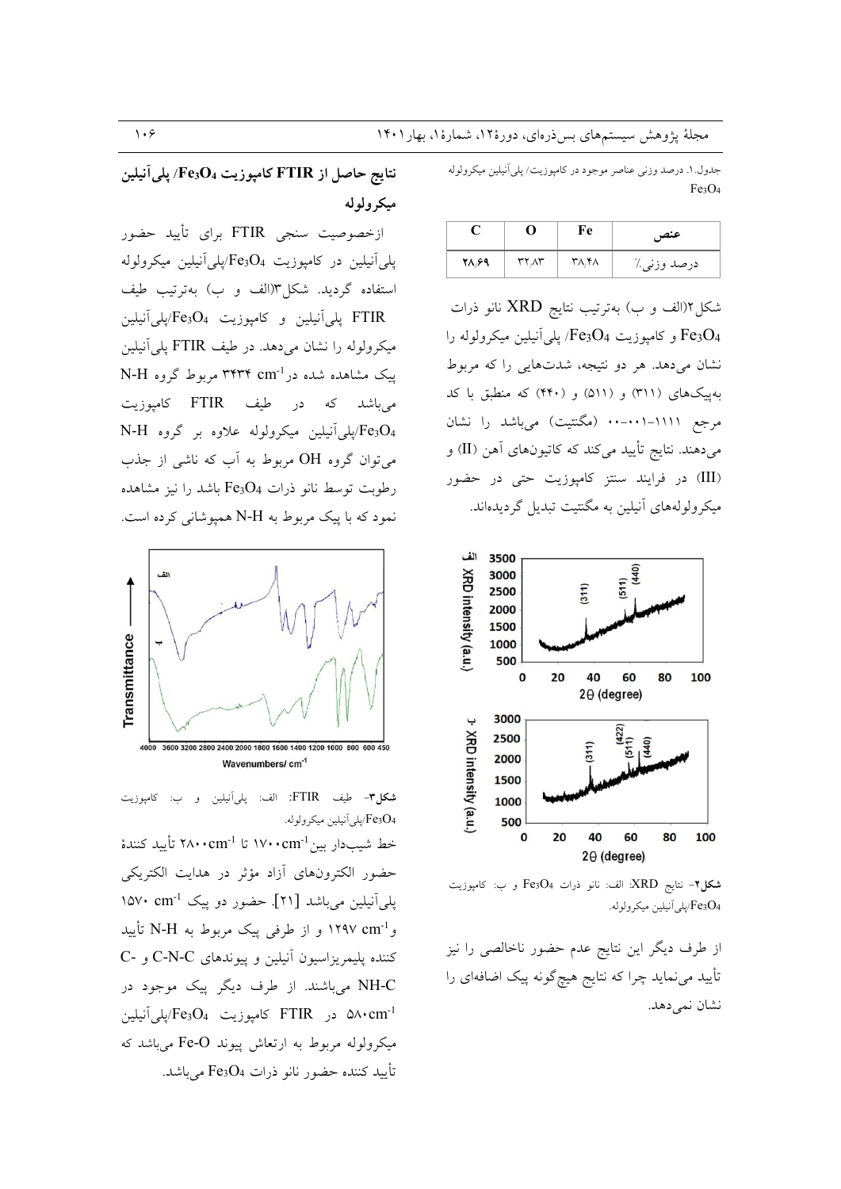جدول.۱. درصد وزنی عناصر موجود در کامپوزیت/ پلی‌آنیلین میکرولوله $Fe_3O_4$

| عنصر | Fe | O | C |
|---|---|---|---|
| درصد وزنی٪ | ۳۸٫۴۸ | ۳۲٫۸۳ | ۲۸٫۶۹ |

شکل۲(الف و ب) به‌ترتیب نتایج XRD نانو ذرات $Fe_3O_4$ و کامپوزیت $Fe_3O_4$/ پلی‌آنیلین میکرولوله را نشان می‌دهد. هر دو نتیجه، شدت‌هایی را که مربوط به‌پیک‌های (۳۱۱) و (۵۱۱) و (۴۴۰) که منطبق با کد مرجع ۱۱۱۱-۰۰۱-۰۰ (مگنتیت) می‌باشد را نشان می‌دهند. نتایج تأیید می‌کند که کاتیون‌های آهن (II) و (III) در فرایند سنتز کامپوزیت حتی در حضور میکرولوله‌های آنیلین به مگنتیت تبدیل گردیده‌اند.

**شکل۲-** نتایج XRD: الف: نانو ذرات $Fe_3O_4$ و ب: کامپوزیت $Fe_3O_4$/پلی‌آنیلین میکرولوله.

از طرف دیگر این نتایج عدم حضور ناخالصی را نیز تأیید می‌نماید چرا که نتایج هیچ‌گونه پیک اضافه‌ای را نشان نمی‌دهد.

## نتایج حاصل از FTIR کامپوزیت $Fe_3O_4$/ پلی‌آنیلین میکرولوله

ازخصوصیت سنجی FTIR برای تأیید حضور پلی‌آنیلین در کامپوزیت $Fe_3O_4$/پلی‌آنیلین میکرولوله استفاده گردید. شکل۳(الف و ب) به‌ترتیب طیف FTIR پلی‌آنیلین و کامپوزیت $Fe_3O_4$/پلی‌آنیلین میکرولوله را نشان می‌دهد. در طیف FTIR پلی‌آنیلین پیک مشاهده شده در $۳۴۳۴\ cm^{-1}$ مربوط گروه N-H می‌باشد که در طیف FTIR کامپوزیت $Fe_3O_4$/پلی‌آنیلین میکرولوله علاوه بر گروه N-H می‌توان گروه OH مربوط به آب که ناشی از جذب رطوبت توسط نانو ذرات $Fe_3O_4$ باشد را نیز مشاهده نمود که با پیک مربوط به N-H همپوشانی کرده است.

**شکل۳-** طیف FTIR: الف: پلی‌آنیلین و ب: کامپوزیت $Fe_3O_4$/پلی‌آنیلین میکرولوله.

خط شیب‌دار بین $۱۷۰۰cm^{-1}$ تا $۲۸۰۰cm^{-1}$ تأیید کنندهٔ حضور الکترون‌های آزاد مؤثر در هدایت الکتریکی پلی‌آنیلین می‌باشد [۲۱]. حضور دو پیک $۱۵۷۰\ cm^{-1}$ و $۱۲۹۷\ cm^{-1}$ و از طرفی پیک مربوط به N-H تأیید کننده پلیمریزاسیون آنیلین و پیوندهای C-N-C و C-NH-C می‌باشند. از طرف دیگر پیک موجود در $۵۸۰cm^{-1}$ در FTIR کامپوزیت $Fe_3O_4$/پلی‌آنیلین میکرولوله مربوط به ارتعاش پیوند Fe-O می‌باشد که تأیید کننده حضور نانو ذرات $Fe_3O_4$ می‌باشد.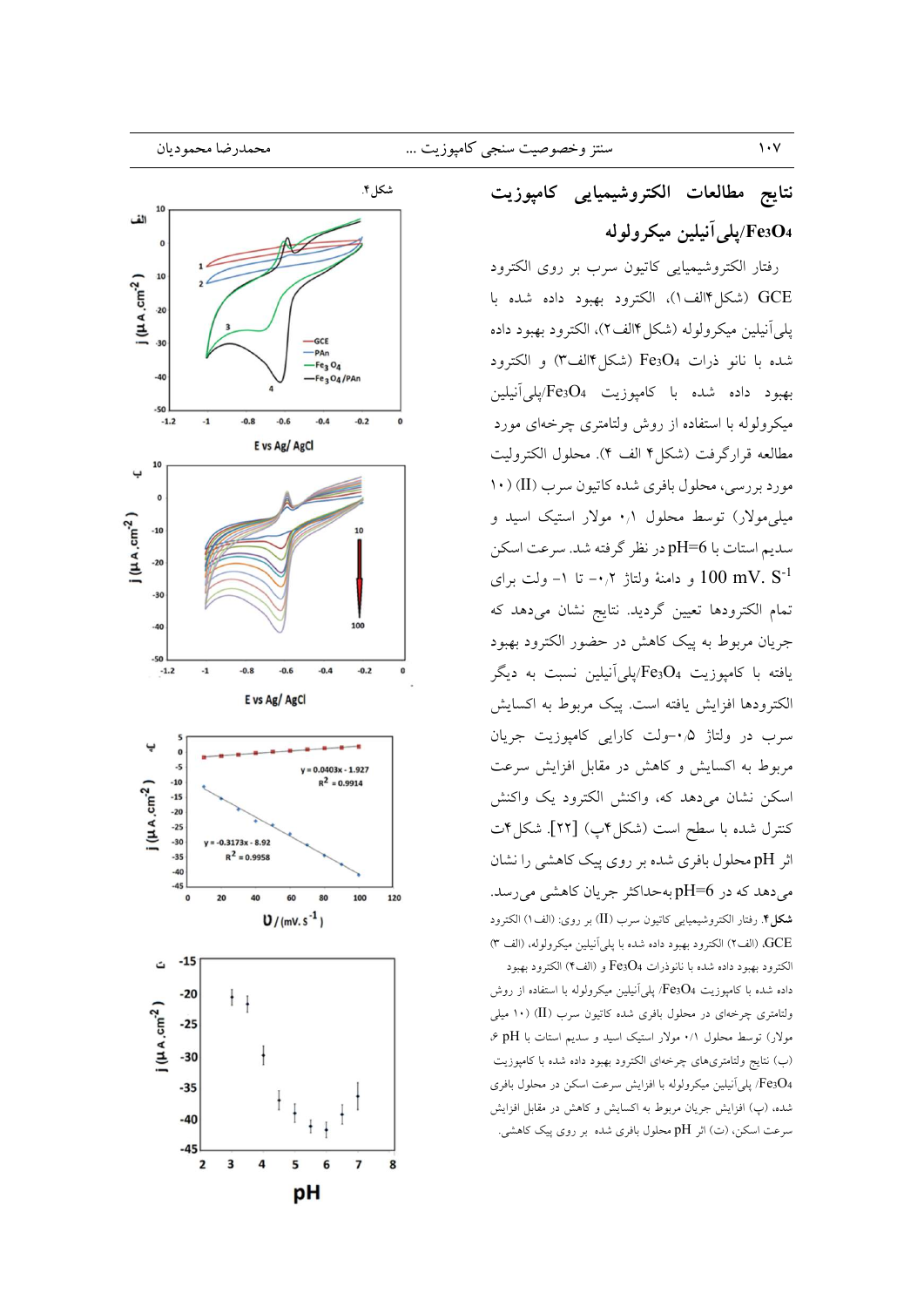## نتایج مطالعات الکتروشیمیایی کامپوزیت $Fe_3O_4$/پلی‌آنیلین میکرولوله

رفتار الکتروشیمیایی کاتیون سرب بر روی الکترود GCE (شکل۴الف۱)، الکترود بهبود داده شده با پلی‌آنیلین میکرولوله (شکل۴الف۲)، الکترود بهبود داده شده با نانو ذرات $Fe_3O_4$ (شکل۴الف۳) و الکترود بهبود داده شده با کامپوزیت $Fe_3O_4$/پلی‌آنیلین میکرولوله با استفاده از روش ولتامتری چرخه‌ای مورد مطالعه قرارگرفت (شکل ۴ الف ۴). محلول الکترولیت مورد بررسی، محلول بافری شده کاتیون سرب (II) (۱۰ میلی‌مولار) توسط محلول ۰٫۱ مولار استیک اسید و سدیم استات با pH=6 در نظر گرفته شد. سرعت اسکن $100\ mV.\ S^{-1}$ و دامنهٔ ولتاژ ۰٫۲- تا ۱- ولت برای تمام الکترودها تعیین گردید. نتایج نشان می‌دهد که جریان مربوط به پیک کاهش در حضور الکترود بهبود یافته با کامپوزیت $Fe_3O_4$/پلی‌آنیلین نسبت به دیگر الکترودها افزایش یافته است. پیک مربوط به اکسایش سرب در ولتاژ ۰٫۵-ولت کارایی کامپوزیت جریان مربوط به اکسایش و کاهش در مقابل افزایش سرعت اسکن نشان می‌دهد که، واکنش الکترود یک واکنش کنترل شده با سطح است (شکل۴پ) [22]. شکل۴ت اثر pH محلول بافری شده بر روی پیک کاهشی را نشان می‌دهد که در pH=6 به‌حداکثر جریان کاهشی می‌رسد.

شکل۴.

**شکل۴.** رفتار الکتروشیمیایی کاتیون سرب (II) بر روی: (الف ۱) الکترود GCE، (الف۲) الکترود بهبود داده شده با پلی‌آنیلین میکرولوله، (الف ۳) الکترود بهبود داده شده با نانوذرات $Fe_3O_4$ و (الف۴) الکترود بهبود داده شده با کامپوزیت $Fe_3O_4$/ پلی‌آنیلین میکرولوله با استفاده از روش ولتامتری چرخه‌ای در محلول بافری شده کاتیون سرب (II) (۱۰ میلی مولار) توسط محلول ۰٫۱ مولار استیک اسید و سدیم استات با pH ۶، (ب) نتایج ولتامتری‌های چرخه‌ای الکترود بهبود داده شده با کامپوزیت $Fe_3O_4$/ پلی‌آنیلین میکرولوله با افزایش سرعت اسکن در محلول بافری شده، (پ) افزایش جریان مربوط به اکسایش و کاهش در مقابل افزایش سرعت اسکن، (ت) اثر pH محلول بافری شده بر روی پیک کاهشی.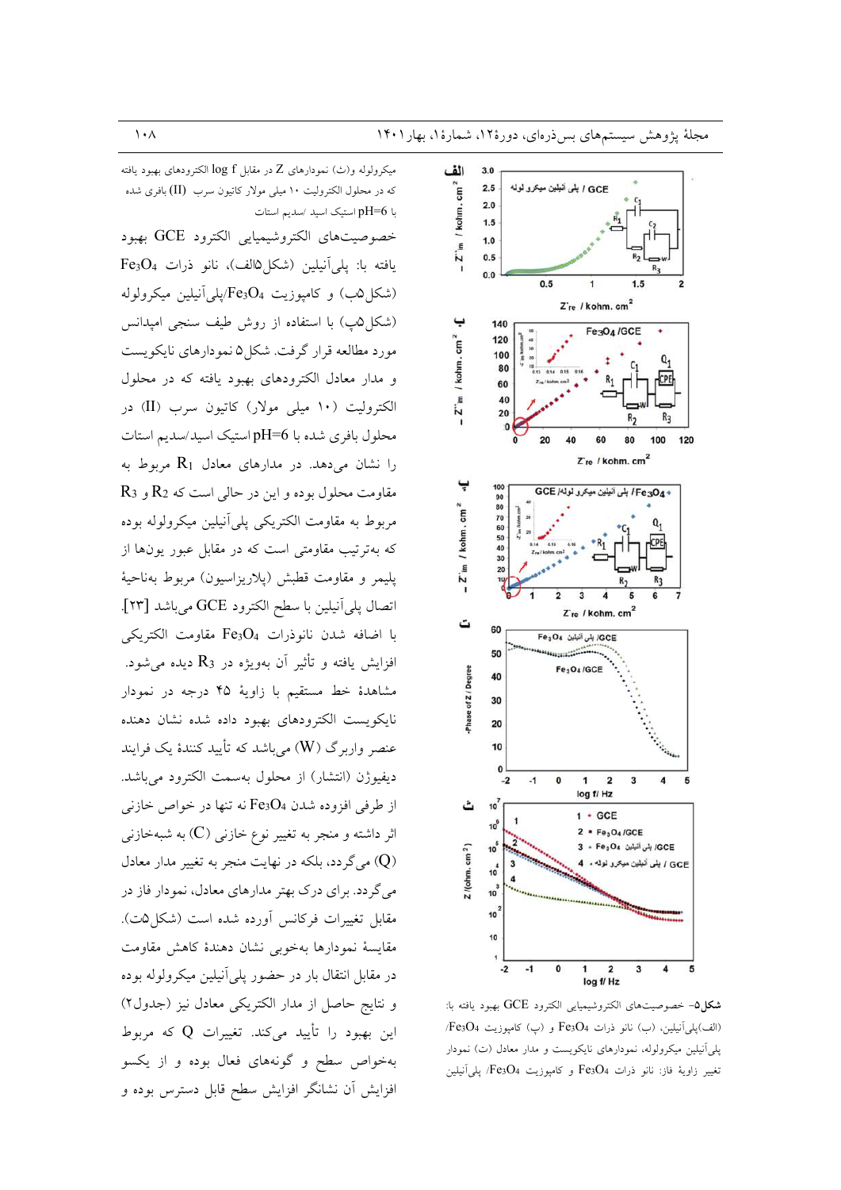میکرولوله و(ث) نمودارهای Z در مقابل log f الکترودهای بهبود یافته که در محلول الکترولیت ۱۰ میلی مولار کاتیون سرب (II) بافری شده با pH=6 استیک اسید /سدیم استات

خصوصیت‌های الکتروشیمیایی الکترود GCE بهبود یافته با: پلی‌آنیلین (شکل۵الف)، نانو ذرات $Fe_3O_4$ (شکل۵ب) و کامپوزیت $Fe_3O_4$/پلی‌آنیلین میکرولوله (شکل۵پ) با استفاده از روش طیف سنجی امپدانس مورد مطالعه قرار گرفت. شکل۵ نمودارهای نایکویست و مدار معادل الکترودهای بهبود یافته که در محلول الکترولیت (۱۰ میلی مولار) کاتیون سرب (II) در محلول بافری شده با pH=6 استیک اسید/سدیم استات را نشان می‌دهد. در مدارهای معادل $R_1$ مربوط به مقاومت محلول بوده و این در حالی است که $R_2$ و $R_3$ مربوط به مقاومت الکتریکی پلی‌آنیلین میکرولوله بوده که به‌ترتیب مقاومتی است که در مقابل عبور یون‌ها از پلیمر و مقاومت قطبش (پلاریزاسیون) مربوط به‌ناحیهٔ اتصال پلی‌آنیلین با سطح الکترود GCE می‌باشد [۲۳]. با اضافه شدن نانوذرات $Fe_3O_4$ مقاومت الکتریکی افزایش یافته و تأثیر آن به‌ویژه در $R_3$ دیده می‌شود. مشاهدهٔ خط مستقیم با زاویهٔ ۴۵ درجه در نمودار نایکویست الکترودهای بهبود داده شده نشان دهنده عنصر واربرگ (W) می‌باشد که تأیید کنندهٔ یک فرایند دیفیوژن (انتشار) از محلول به‌سمت الکترود می‌باشد. از طرفی افزوده شدن $Fe_3O_4$ نه تنها در خواص خازنی اثر داشته و منجر به تغییر نوع خازنی (C) به شبه‌خازنی (Q) می‌گردد، بلکه در نهایت منجر به تغییر مدار معادل می‌گردد. برای درک بهتر مدارهای معادل، نمودار فاز در مقابل تغییرات فرکانس آورده شده است (شکل۵ت). مقایسهٔ نمودارها به‌خوبی نشان دهندهٔ کاهش مقاومت در مقابل انتقال بار در حضور پلی‌آنیلین میکرولوله بوده و نتایج حاصل از مدار الکتریکی معادل نیز (جدول۲) این بهبود را تأیید می‌کنند. تغییرات Q که مربوط به‌خواص سطح و گونه‌های فعال بوده و از یکسو افزایش آن نشانگر افزایش سطح قابل دسترس بوده و

**شکل۵**– خصوصیت‌های الکتروشیمیایی الکترود GCE بهبود یافته با: (الف)پلی‌آنیلین، (ب) نانو ذرات $Fe_3O_4$ و (پ) کامپوزیت $Fe_3O_4$/پلی‌آنیلین میکرولوله، نمودارهای نایکویست و مدار معادل (ت) نمودار تغییر زاویهٔ فاز: نانو ذرات $Fe_3O_4$ و کامپوزیت $Fe_3O_4$/ پلی‌آنیلین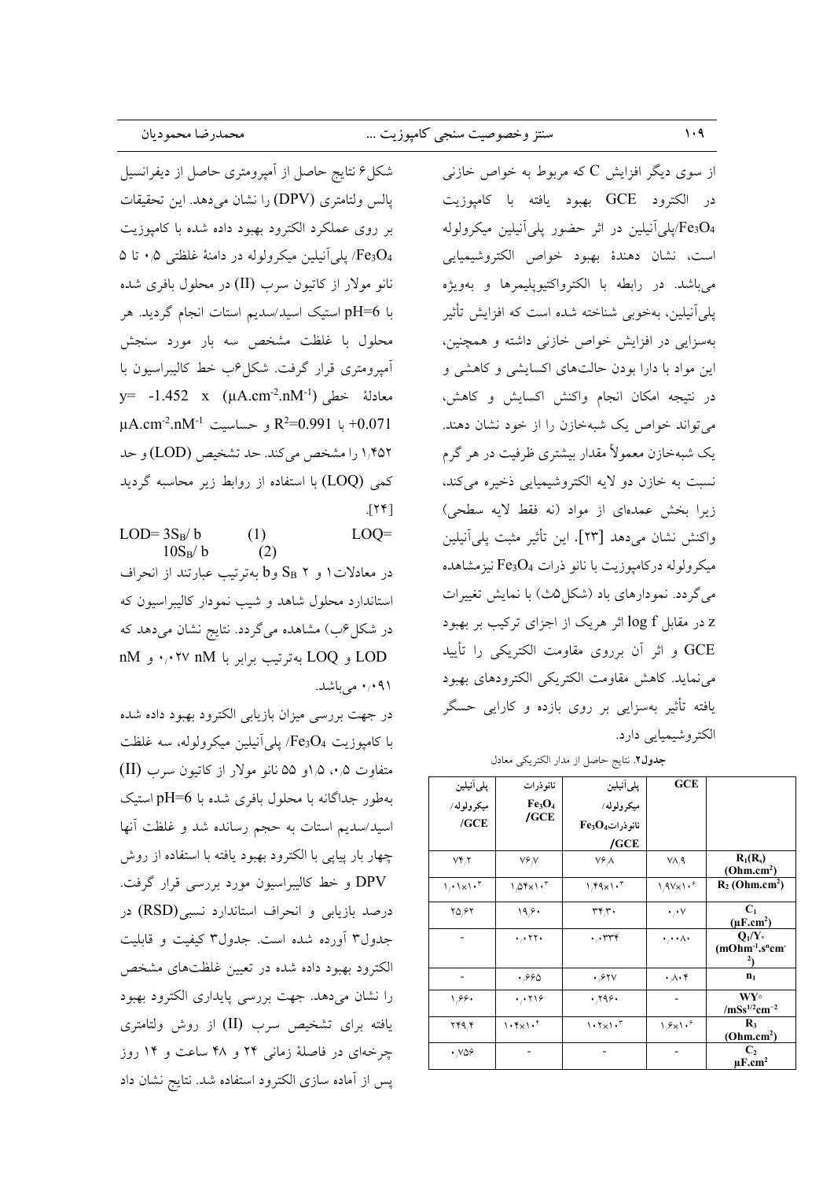از سوی دیگر افزایش C که مربوط به خواص خازنی در الکترود GCE بهبود یافته با کامپوزیت $Fe_3O_4$/پلی‌آنیلین در اثر حضور پلی‌آنیلین میکرولوله است، نشان دهندهٔ بهبود خواص الکتروشیمیایی می‌باشد. در رابطه با الکترواکتیوپلیمرها و بویژه پلی‌آنیلین، به‌خوبی شناخته شده است که افزایش تأثیر به‌سزایی در افزایش خواص خازنی داشته و همچنین، این مواد با دارا بودن حالت‌های اکسایشی و کاهشی و در نتیجه امکان انجام واکنش اکسایش و کاهش، می‌تواند خواص یک شبه‌خازن را از خود نشان دهند. یک شبه‌خازن معمولاً مقدار بیشتری ظرفیت در هر گرم نسبت به خازن دو لایه الکتروشیمیایی ذخیره می‌کند، زیرا بخش عمده‌ای از مواد (نه فقط لایه سطحی) واکنش نشان می‌دهد [۲۳]. این تأثیر مثبت پلی‌آنیلین میکرولوله درکامپوزیت با نانو ذرات $Fe_3O_4$ نیزمشاهده می‌گردد. نمودارهای باد (شکل۵ث) با نمایش تغییرات z در مقابل log f اثر هریک از اجزای ترکیب بر بهبود GCE و اثر آن برروی مقاومت الکتریکی را تأیید می‌نماید. کاهش مقاومت الکتریکی الکترودهای بهبود یافته تأثیر به‌سزایی بر روی بازده و کارایی حسگر الکتروشیمیایی دارد.

**جدول۲.** نتایج حاصل از مدار الکتریکی معادل

| | GCE | پلی‌آنیلین میکرولوله/ نانوذرات$Fe_3O_4$ /GCE | نانوذرات $Fe_3O_4$ /GCE | پلی‌آنیلین میکرولوله/ /GCE |
|---|---|---|---|---|
| $R_1(R_s)$ $(Ohm.cm^2)$ | ۷۸٫۹ | ۷۶٫۸ | ۷۶٫۷ | ۷۴٫۲ |
| $R_2$ $(Ohm.cm^2)$ | $۱٫۹۷\times۱۰^۶$ | $۱٫۴۹\times۱۰^۳$ | $۱٫۵۴\times۱۰^۳$ | $۱٫۰۱\times۱۰^۳$ |
| $C_1$ $(\mu F.cm^2)$ | ۰٫۰۷ | ۳۴٫۳۰ | ۱۹٫۶۰ | ۲۵٫۶۲ |
| $Q_1/Y_0$ $(mOhm^{-1}.s^n cm^{-2})$ | ۰٫۰۰۸۰ | ۰٫۰۳۳۴ | ۰٫۰۲۲۰ | - |
| $n_1$ | ۰٫۸۰۴ | ۰٫۶۲۷ | ۰٫۶۶۵ | - |
| $WY_0$ $/mSs^{1/2}cm^{-2}$ | - | ۰٫۲۹۶۰ | ۰٫۰۲۱۶ | ۱٫۶۶۰ |
| $R_3$ $(Ohm.cm^2)$ | $۱٫۶\times۱۰^۶$ | $۱۰۲\times۱۰^۳$ | $۱۰۴\times۱۰^۲$ | ۲۴۹٫۴ |
| $C_2$ $\mu F.cm^2$ | - | - | - | ۰٫۷۵۶ |

شکل۶ نتایج حاصل از آمپرومتری حاصل از دیفرانسیل پالس ولتامتری (DPV) را نشان می‌دهد. این تحقیقات بر روی عملکرد الکترود بهبود داده شده با کامپوزیت $Fe_3O_4$/ پلی‌آنیلین میکرولوله در دامنهٔ غلظتی ۰٫۵ تا ۵ نانو مولار از کاتیون سرب (II) در محلول بافری شده با pH=6 استیک اسید/سدیم استات انجام گردید. هر محلول با غلظت مشخص سه بار مورد سنجش آمپرومتری قرار گرفت. شکل۶ب خط کالیبراسیون با معادلهٔ خطی $y= -1.452\ x\ (\mu A.cm^{-2}.nM^{-1}) +0.071$ با $R^2=0.991$ و حساسیت $\mu A.cm^{-2}.nM^{-1}$ ۱٫۴۵۲ را مشخص می‌کند. حد تشخیص (LOD) و حد کمی (LOQ) با استفاده از روابط زیر محاسبه گردید [۲۴].

$$LOD= 3S_B/ b \quad (1)$$

$$LOQ= 10S_B/ b \quad (2)$$

در معادلات۱ و ۲ $S_B$ و b به‌ترتیب عبارتند از انحراف استاندارد محلول شاهد و شیب نمودار کالیبراسیون که در شکل۶ب) مشاهده می‌گردد. نتایج نشان می‌دهد که LOD و LOQ به‌ترتیب برابر با nM ۰٫۰۲۷ و nM ۰٫۰۹۱ می‌باشد.

در جهت بررسی میزان بازیابی الکترود بهبود داده شده با کامپوزیت $Fe_3O_4$/ پلی‌آنیلین میکرولوله، سه غلظت متفاوت ۰٫۵، ۱٫۵و ۵۵ نانو مولار از کاتیون سرب (II) به‌طور جداگانه با محلول بافری شده با pH=6 استیک اسید/سدیم استات به حجم رسانده شد و غلظت آنها چهار بار پیاپی با الکترود بهبود یافته با استفاده از روش DPV و خط کالیبراسیون مورد بررسی قرار گرفت. درصد بازیابی و انحراف استاندارد نسبی(RSD) در جدول۳ آورده شده است. جدول۳ کیفیت و قابلیت الکترود بهبود داده شده در تعیین غلظت‌های مشخص را نشان می‌دهد. جهت بررسی پایداری الکترود بهبود یافته برای تشخیص سرب (II) از روش ولتامتری چرخه‌ای در فاصلهٔ زمانی ۲۴ و ۴۸ ساعت و ۱۴ روز پس از آماده سازی الکترود استفاده شد. نتایج نشان داد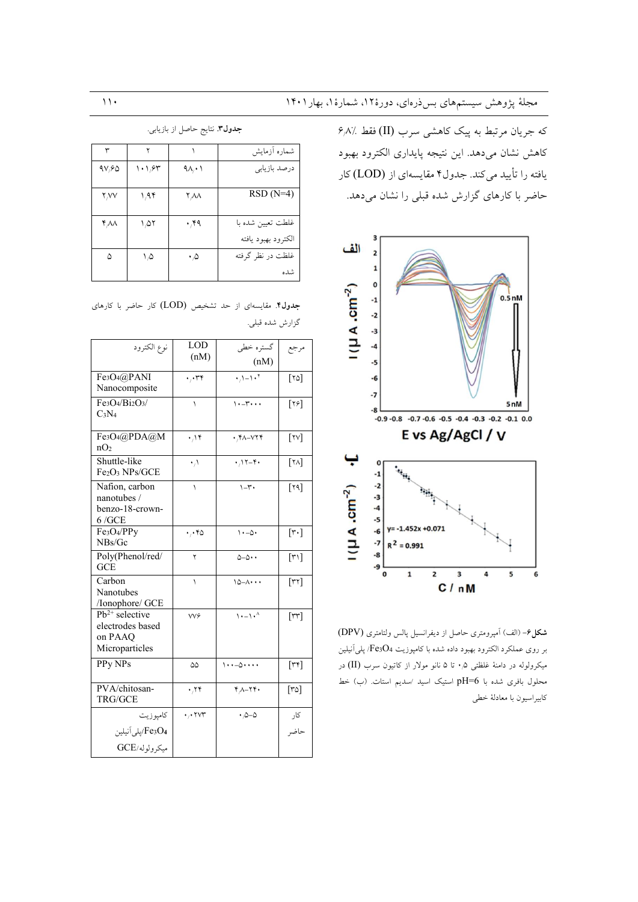که جریان مرتبط به پیک کاهشی سرب (II) فقط ۶٫۸٪ کاهش نشان می‌دهد. این نتیجه پایداری الکترود بهبود یافته را تأیید می‌کند. جدول۴ مقایسه‌ای از (LOD) کار حاضر با کارهای گزارش شده قبلی را نشان می‌دهد.

**شکل۶**- (الف) آمپرومتری حاصل از دیفرانسیل پالس ولتامتری (DPV) بر روی عملکرد الکترود بهبود داده شده با کامپوزیت $Fe_3O_4$/ پلی‌آنیلین میکرولوله در دامنهٔ غلظتی ۰٫۵ تا ۵ نانو مولار از کاتیون سرب (II) در محلول بافری شده با pH=6 استیک اسید /سدیم استات. (ب) خط کالیبراسیون با معادلهٔ خطی

**جدول۳**. نتایج حاصل از بازیابی.

| شماره آزمایش | ۱ | ۲ | ۳ |
|---|---|---|---|
| درصد بازیابی | ۹۸٫۰۱ | ۱۰۱٫۶۳ | ۹۷٫۶۵ |
| RSD (N=4) | ۲٫۸۸ | ۱٫۹۴ | ۲٫۷۷ |
| غلظت تعیین شده با الکترود بهبود یافته | ۰٫۴۹ | ۱٫۵۲ | ۴٫۸۸ |
| غلظت در نظر گرفته شده | ۰٫۵ | ۱٫۵ | ۵ |

**جدول۴**. مقایسه‌ای از حد تشخیص (LOD) کار حاضر با کارهای گزارش شده قبلی.

| نوع الکترود | LOD (nM) | گستره خطی (nM) | مرجع |
|---|---|---|---|
| $Fe_3O_4$@PANI Nanocomposite | ۰٫۰۳۴ | ۰٫۱–۱۰^۴ | [۲۵] |
| $Fe_3O_4/Bi_2O_3/C_3N_4$ | ۱ | ۱۰–۳۰۰۰ | [۲۶] |
| $Fe_3O_4$@PDA@$MnO_2$ | ۰٫۱۴ | ۰٫۴۸–۷۲۴ | [۲۷] |
| Shuttle-like $Fe_2O_3$ NPs/GCE | ۰٫۱ | ۰٫۱۲–۴۰ | [۲۸] |
| Nafion, carbon nanotubes / benzo-18-crown-6 /GCE | ۱ | ۱–۳۰ | [۲۹] |
| $Fe_3O_4$/PPy NBs/Gc | ۰٫۰۴۵ | ۱۰–۵۰ | [۳۰] |
| Poly(Phenol/red/ GCE | ۲ | ۵–۵۰۰ | [۳۱] |
| Carbon Nanotubes /Ionophore/ GCE | ۱ | ۱۵–۸۰۰۰ | [۳۲] |
| $Pb^{2+}$ selective electrodes based on PAAQ Microparticles | ۷۷۶ | ۱۰–۱۰^۸ | [۳۳] |
| PPy NPs | ۵۵ | ۱۰۰–۵۰۰۰۰ | [۳۴] |
| PVA/chitosan-TRG/GCE | ۰٫۲۴ | ۴٫۸–۲۴۰ | [۳۵] |
| کامپوزیت $Fe_3O_4$/پلی‌آنیلین میکرولوله/GCE | ۰٫۰۲۷۳ | ۰٫۵–۵ | کار حاضر |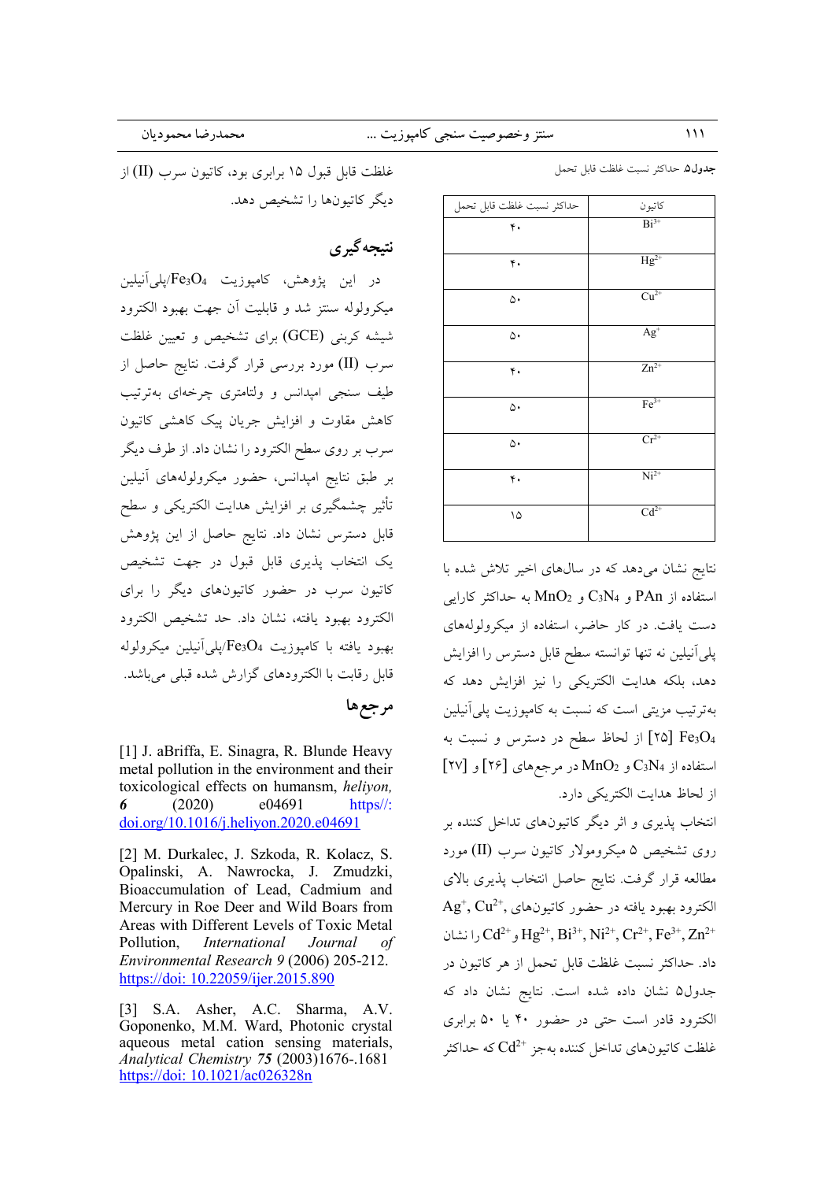جدول۵. حداکثر نسبت غلظت قابل تحمل

| کاتیون | حداکثر نسبت غلظت قابل تحمل |
| --- | --- |
| $Bi^{3+}$ | ۴۰ |
| $Hg^{2+}$ | ۴۰ |
| $Cu^{2+}$ | ۵۰ |
| $Ag^{+}$ | ۵۰ |
| $Zn^{2+}$ | ۴۰ |
| $Fe^{3+}$ | ۵۰ |
| $Cr^{2+}$ | ۵۰ |
| $Ni^{2+}$ | ۴۰ |
| $Cd^{2+}$ | ۱۵ |

نتایج نشان می‌دهد که در سال‌های اخیر تلاش شده با استفاده از PAn و $C_3N_4$ و $MnO_2$ به حداکثر کارایی دست یافت. در کار حاضر، استفاده از میکرولوله‌های پلی‌آنیلین نه تنها توانسته سطح قابل دسترس را افزایش دهد، بلکه هدایت الکتریکی را نیز افزایش دهد که به‌ترتیب مزیتی است که نسبت به کامپوزیت پلی‌آنیلین $Fe_3O_4$ [۲۵] از لحاظ سطح در دسترس و نسبت به استفاده از $C_3N_4$ و $MnO_2$ در مرجع‌های [۲۶] و [۲۷] از لحاظ هدایت الکتریکی دارد.

انتخاب پذیری و اثر دیگر کاتیون‌های تداخل کننده بر روی تشخیص ۵ میکرومولار کاتیون سرب (II) مورد مطالعه قرار گرفت. نتایج حاصل انتخاب پذیری بالای الکترود بهبود یافته در حضور کاتیون‌های $Ag^{+}$, $Cu^{2+}$, $Zn^{2+}$, $Fe^{3+}$, $Cr^{2+}$, $Ni^{2+}$, $Bi^{3+}$, $Hg^{2+}$ و $Cd^{2+}$ را نشان داد. حداکثر نسبت غلظت قابل تحمل از هر کاتیون در جدول۵ نشان داده شده است. نتایج نشان داد که الکترود قادر است حتی در حضور ۴۰ یا ۵۰ برابری غلظت کاتیون‌های تداخل کننده به‌جز $Cd^{2+}$ که حداکثر غلظت قابل قبول ۱۵ برابری بود، کاتیون سرب (II) از دیگر کاتیون‌ها را تشخیص دهد.

## نتیجه‌گیری

در این پژوهش، کامپوزیت $Fe_3O_4$/پلی‌آنیلین میکرولوله سنتز شد و قابلیت آن جهت بهبود الکترود شیشه کربنی (GCE) برای تشخیص و تعیین غلظت سرب (II) مورد بررسی قرار گرفت. نتایج حاصل از طیف سنجی امپدانس و ولتامتری چرخه‌ای به‌ترتیب کاهش مقاوت و افزایش جریان پیک کاهشی کاتیون سرب بر روی سطح الکترود را نشان داد. از طرف دیگر بر طبق نتایج امپدانس، حضور میکرولوله‌های آنیلین تأثیر چشمگیری بر افزایش هدایت الکتریکی و سطح قابل دسترس نشان داد. نتایج حاصل از این پژوهش یک انتخاب پذیری قابل قبول در جهت تشخیص کاتیون سرب در حضور کاتیون‌های دیگر را برای الکترود بهبود یافته، نشان داد. حد تشخیص الکترود بهبود یافته با کامپوزیت $Fe_3O_4$/پلی‌آنیلین میکرولوله قابل رقابت با الکترودهای گزارش شده قبلی می‌باشد.

## مرجع‌ها

[1] J. aBriffa, E. Sinagra, R. Blunde Heavy metal pollution in the environment and their toxicological effects on humansm, *heliyon, **6*** (2020) e04691 https//: doi.org/10.1016/j.heliyon.2020.e04691

[2] M. Durkalec, J. Szkoda, R. Kolacz, S. Opalinski, A. Nawrocka, J. Zmudzki, Bioaccumulation of Lead, Cadmium and Mercury in Roe Deer and Wild Boars from Areas with Different Levels of Toxic Metal Pollution, *International Journal of Environmental Research 9* (2006) 205-212. https://doi: 10.22059/ijer.2015.890

[3] S.A. Asher, A.C. Sharma, A.V. Goponenko, M.M. Ward, Photonic crystal aqueous metal cation sensing materials, *Analytical Chemistry **75*** (2003)1676-.1681 https://doi: 10.1021/ac026328n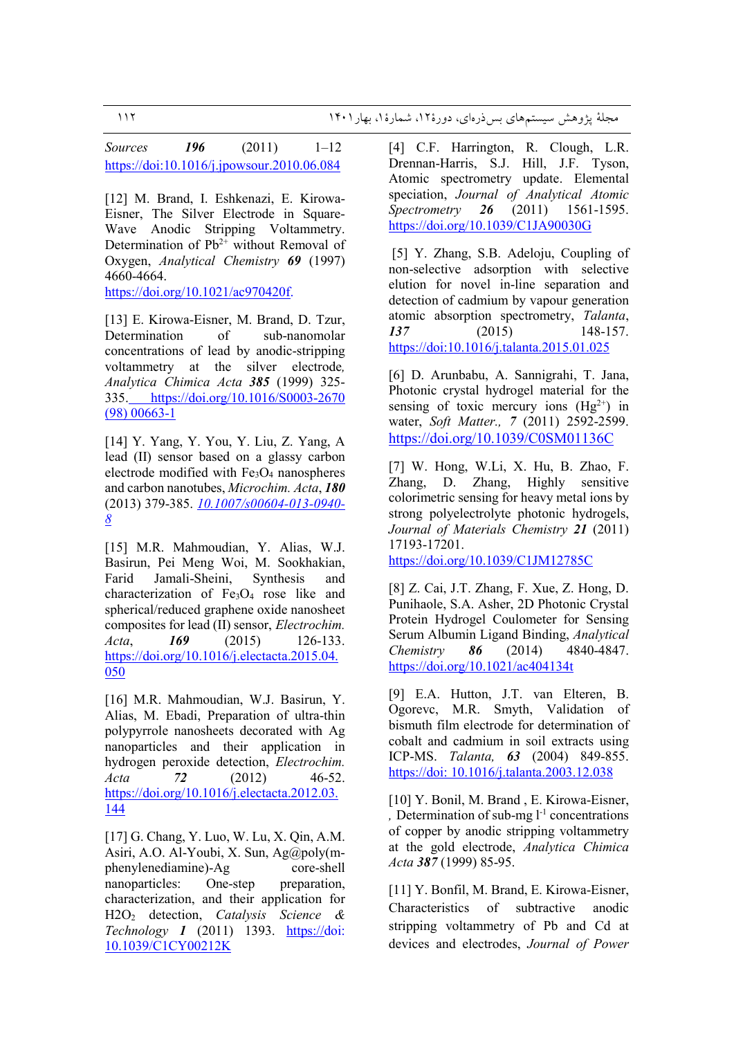Sources **196** (2011) 1–12 https://doi:10.1016/j.jpowsour.2010.06.084

[12] M. Brand, I. Eshkenazi, E. Kirowa-Eisner, The Silver Electrode in Square-Wave Anodic Stripping Voltammetry. Determination of $Pb^{2+}$ without Removal of Oxygen, *Analytical Chemistry* **69** (1997) 4660-4664. https://doi.org/10.1021/ac970420f.

[13] E. Kirowa-Eisner, M. Brand, D. Tzur, Determination of sub-nanomolar concentrations of lead by anodic-stripping voltammetry at the silver electrode, *Analytica Chimica Acta* **385** (1999) 325-335. https://doi.org/10.1016/S0003-2670(98) 00663-1

[14] Y. Yang, Y. You, Y. Liu, Z. Yang, A lead (II) sensor based on a glassy carbon electrode modified with $Fe_3O_4$ nanospheres and carbon nanotubes, *Microchim. Acta*, **180** (2013) 379-385. *10.1007/s00604-013-0940-8*

[15] M.R. Mahmoudian, Y. Alias, W.J. Basirun, Pei Meng Woi, M. Sookhakian, Farid Jamali-Sheini, Synthesis and characterization of $Fe_3O_4$ rose like and spherical/reduced graphene oxide nanosheet composites for lead (II) sensor, *Electrochim. Acta*, **169** (2015) 126-133. https://doi.org/10.1016/j.electacta.2015.04.050

[16] M.R. Mahmoudian, W.J. Basirun, Y. Alias, M. Ebadi, Preparation of ultra-thin polypyrrole nanosheets decorated with Ag nanoparticles and their application in hydrogen peroxide detection, *Electrochim. Acta* **72** (2012) 46-52. https://doi.org/10.1016/j.electacta.2012.03.144

[17] G. Chang, Y. Luo, W. Lu, X. Qin, A.M. Asiri, A.O. Al-Youbi, X. Sun, Ag@poly(m-phenylenediamine)-Ag core-shell nanoparticles: One-step preparation, characterization, and their application for $H_2O_2$ detection, *Catalysis Science & Technology* **1** (2011) 1393. https://doi:10.1039/C1CY00212K

[4] C.F. Harrington, R. Clough, L.R. Drennan-Harris, S.J. Hill, J.F. Tyson, Atomic spectrometry update. Elemental speciation, *Journal of Analytical Atomic Spectrometry* **26** (2011) 1561-1595. https://doi.org/10.1039/C1JA90030G

[5] Y. Zhang, S.B. Adeloju, Coupling of non-selective adsorption with selective elution for novel in-line separation and detection of cadmium by vapour generation atomic absorption spectrometry, *Talanta*, ***137*** (2015) 148-157. https://doi:10.1016/j.talanta.2015.01.025

[6] D. Arunbabu, A. Sannigrahi, T. Jana, Photonic crystal hydrogel material for the sensing of toxic mercury ions ($Hg^{2+}$) in water, *Soft Matter.*, ***7*** (2011) 2592-2599. https://doi.org/10.1039/C0SM01136C

[7] W. Hong, W.Li, X. Hu, B. Zhao, F. Zhang, D. Zhang, Highly sensitive colorimetric sensing for heavy metal ions by strong polyelectrolyte photonic hydrogels, *Journal of Materials Chemistry* ***21*** (2011) 17193-17201. https://doi.org/10.1039/C1JM12785C

[8] Z. Cai, J.T. Zhang, F. Xue, Z. Hong, D. Punihaole, S.A. Asher, 2D Photonic Crystal Protein Hydrogel Coulometer for Sensing Serum Albumin Ligand Binding, *Analytical Chemistry* ***86*** (2014) 4840-4847. https://doi.org/10.1021/ac404134t

[9] E.A. Hutton, J.T. van Elteren, B. Ogorevc, M.R. Smyth, Validation of bismuth film electrode for determination of cobalt and cadmium in soil extracts using ICP-MS. *Talanta,* ***63*** (2004) 849-855. https://doi: 10.1016/j.talanta.2003.12.038

[10] Y. Bonil, M. Brand , E. Kirowa-Eisner, , Determination of sub-mg $l^{-1}$ concentrations of copper by anodic stripping voltammetry at the gold electrode, *Analytica Chimica Acta* **387** (1999) 85-95.

[11] Y. Bonfil, M. Brand, E. Kirowa-Eisner, Characteristics of subtractive anodic stripping voltammetry of Pb and Cd at devices and electrodes, *Journal of Power*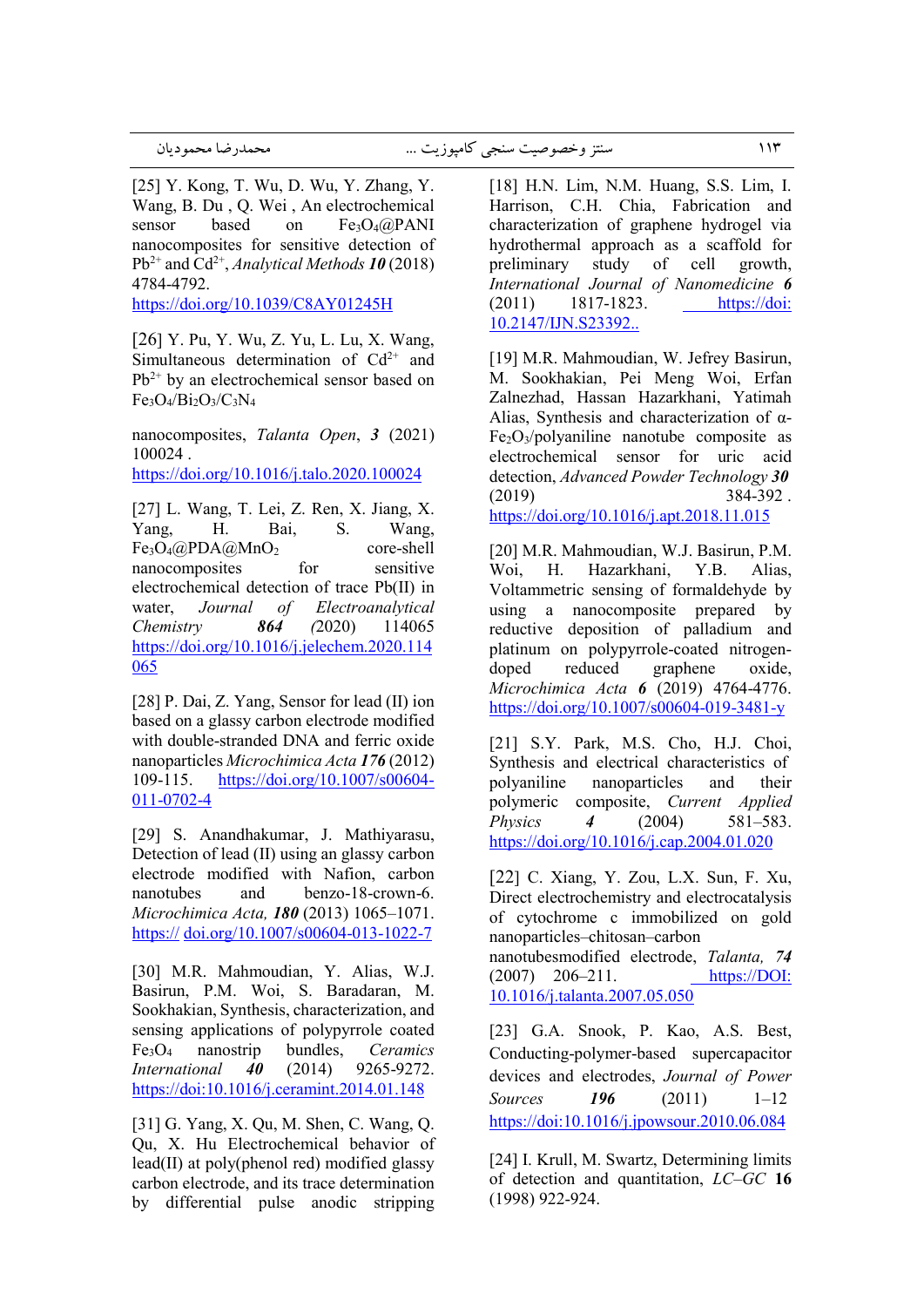[18] H.N. Lim, N.M. Huang, S.S. Lim, I. Harrison, C.H. Chia, Fabrication and characterization of graphene hydrogel via hydrothermal approach as a scaffold for preliminary study of cell growth, *International Journal of Nanomedicine* ***6*** (2011) 1817-1823. https://doi:10.2147/IJN.S23392..

[19] M.R. Mahmoudian, W. Jefrey Basirun, M. Sookhakian, Pei Meng Woi, Erfan Zalnezhad, Hassan Hazarkhani, Yatimah Alias, Synthesis and characterization of α-$Fe_2O_3$/polyaniline nanotube composite as electrochemical sensor for uric acid detection, *Advanced Powder Technology* ***30*** (2019) 384-392 . https://doi.org/10.1016/j.apt.2018.11.015

[20] M.R. Mahmoudian, W.J. Basirun, P.M. Woi, H. Hazarkhani, Y.B. Alias, Voltammetric sensing of formaldehyde by using a nanocomposite prepared by reductive deposition of palladium and platinum on polypyrrole-coated nitrogen-doped reduced graphene oxide, *Microchimica Acta* ***6*** (2019) 4764-4776. https://doi.org/10.1007/s00604-019-3481-y

[21] S.Y. Park, M.S. Cho, H.J. Choi, Synthesis and electrical characteristics of polyaniline nanoparticles and their polymeric composite, *Current Applied Physics* ***4*** (2004) 581–583. https://doi.org/10.1016/j.cap.2004.01.020

[22] C. Xiang, Y. Zou, L.X. Sun, F. Xu, Direct electrochemistry and electrocatalysis of cytochrome c immobilized on gold nanoparticles–chitosan–carbon nanotubesmodified electrode, *Talanta,* ***74*** (2007) 206–211. https://DOI:10.1016/j.talanta.2007.05.050

[23] G.A. Snook, P. Kao, A.S. Best, Conducting-polymer-based supercapacitor devices and electrodes, *Journal of Power Sources* ***196*** (2011) 1–12 https://doi:10.1016/j.jpowsour.2010.06.084

[24] I. Krull, M. Swartz, Determining limits of detection and quantitation, *LC–GC* **16** (1998) 922-924.

[25] Y. Kong, T. Wu, D. Wu, Y. Zhang, Y. Wang, B. Du , Q. Wei , An electrochemical sensor based on $Fe_3O_4$@PANI nanocomposites for sensitive detection of $Pb^{2+}$ and $Cd^{2+}$, *Analytical Methods* ***10*** (2018) 4784-4792. https://doi.org/10.1039/C8AY01245H

[26] Y. Pu, Y. Wu, Z. Yu, L. Lu, X. Wang, Simultaneous determination of $Cd^{2+}$ and $Pb^{2+}$ by an electrochemical sensor based on $Fe_3O_4/Bi_2O_3/C_3N_4$ nanocomposites, *Talanta Open*, ***3*** (2021) 100024 . https://doi.org/10.1016/j.talo.2020.100024

[27] L. Wang, T. Lei, Z. Ren, X. Jiang, X. Yang, H. Bai, S. Wang, $Fe_3O_4$@PDA@$MnO_2$ core-shell nanocomposites for sensitive electrochemical detection of trace Pb(II) in water, *Journal of Electroanalytical Chemistry* ***864*** *(*2020) 114065 https://doi.org/10.1016/j.jelechem.2020.114065

[28] P. Dai, Z. Yang, Sensor for lead (II) ion based on a glassy carbon electrode modified with double-stranded DNA and ferric oxide nanoparticles *Microchimica Acta* ***176*** (2012) 109-115. https://doi.org/10.1007/s00604-011-0702-4

[29] S. Anandhakumar, J. Mathiyarasu, Detection of lead (II) using an glassy carbon electrode modified with Nafion, carbon nanotubes and benzo-18-crown-6. *Microchimica Acta,* ***180*** (2013) 1065–1071. https:// doi.org/10.1007/s00604-013-1022-7

[30] M.R. Mahmoudian, Y. Alias, W.J. Basirun, P.M. Woi, S. Baradaran, M. Sookhakian, Synthesis, characterization, and sensing applications of polypyrrole coated $Fe_3O_4$ nanostrip bundles, *Ceramics International* ***40*** (2014) 9265-9272. https://doi:10.1016/j.ceramint.2014.01.148

[31] G. Yang, X. Qu, M. Shen, C. Wang, Q. Qu, X. Hu Electrochemical behavior of lead(II) at poly(phenol red) modified glassy carbon electrode, and its trace determination by differential pulse anodic stripping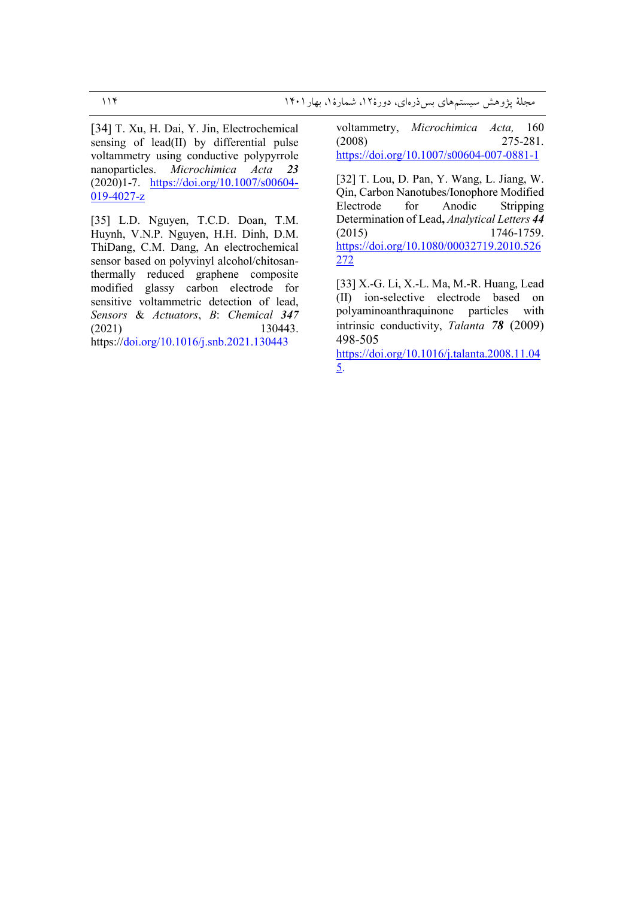[34] T. Xu, H. Dai, Y. Jin, Electrochemical sensing of lead(II) by differential pulse voltammetry using conductive polypyrrole nanoparticles. *Microchimica Acta* ***23*** (2020)1-7. https://doi.org/10.1007/s00604-019-4027-z

[35] L.D. Nguyen, T.C.D. Doan, T.M. Huynh, V.N.P. Nguyen, H.H. Dinh, D.M. ThiDang, C.M. Dang, An electrochemical sensor based on polyvinyl alcohol/chitosan-thermally reduced graphene composite modified glassy carbon electrode for sensitive voltammetric detection of lead, *Sensors* & *Actuators*, *B*: *Chemical* ***347*** (2021) 130443. https://doi.org/10.1016/j.snb.2021.130443

voltammetry, *Microchimica Acta,* 160 (2008) 275-281. https://doi.org/10.1007/s00604-007-0881-1

[32] T. Lou, D. Pan, Y. Wang, L. Jiang, W. Qin, Carbon Nanotubes/Ionophore Modified Electrode for Anodic Stripping Determination of Lead**,** *Analytical Letters* ***44*** (2015) 1746-1759. https://doi.org/10.1080/00032719.2010.526272

[33] X.-G. Li, X.-L. Ma, M.-R. Huang, Lead (II) ion-selective electrode based on polyaminoanthraquinone particles with intrinsic conductivity, *Talanta* ***78*** (2009) 498-505 https://doi.org/10.1016/j.talanta.2008.11.045.